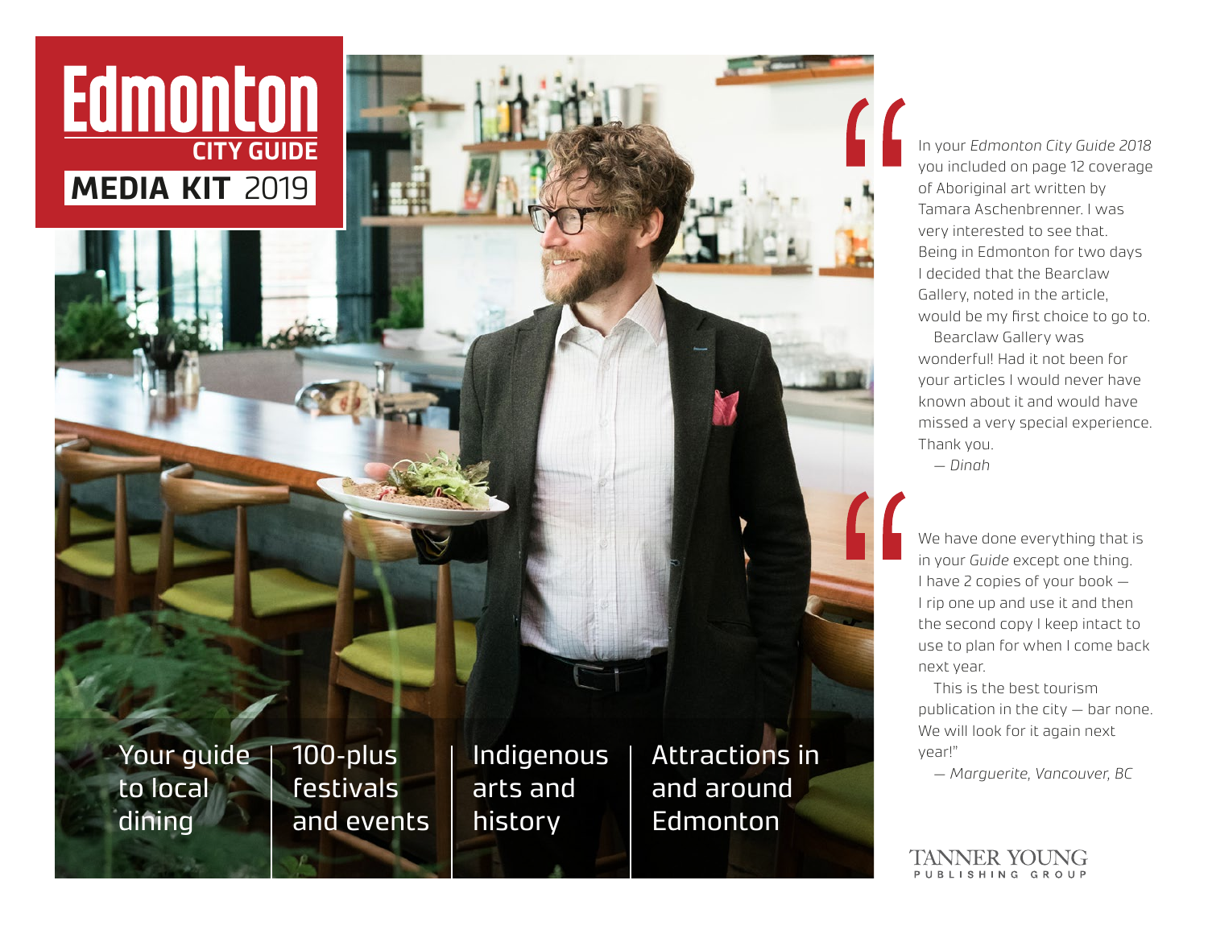# Edmonton CITY GUIDE

## MEDIA KIT 2019

Your guide to local dining | 100-plus festivals and events | Indigenous arts and history | Attractions in and around Edmonton

> In your *Edmonton City Guide 2018* you included on page 12 coverage of Aboriginal art written by Tamara Aschenbrenner. I was very interested to see that. Being in Edmonton for two days I decided that the Bearclaw Gallery, noted in the article, would be my first choice to go to.
>
> Bearclaw Gallery was wonderful! Had it not been for your articles I would never have known about it and would have missed a very special experience. Thank you.
>
> — *Dinah*

> We have done everything that is in your *Guide* except one thing. I have 2 copies of your book — I rip one up and use it and then the second copy I keep intact to use to plan for when I come back next year.
>
> This is the best tourism publication in the city — bar none. We will look for it again next year!"
>
> — *Marguerite, Vancouver, BC*

TANNER YOUNG PUBLISHING GROUP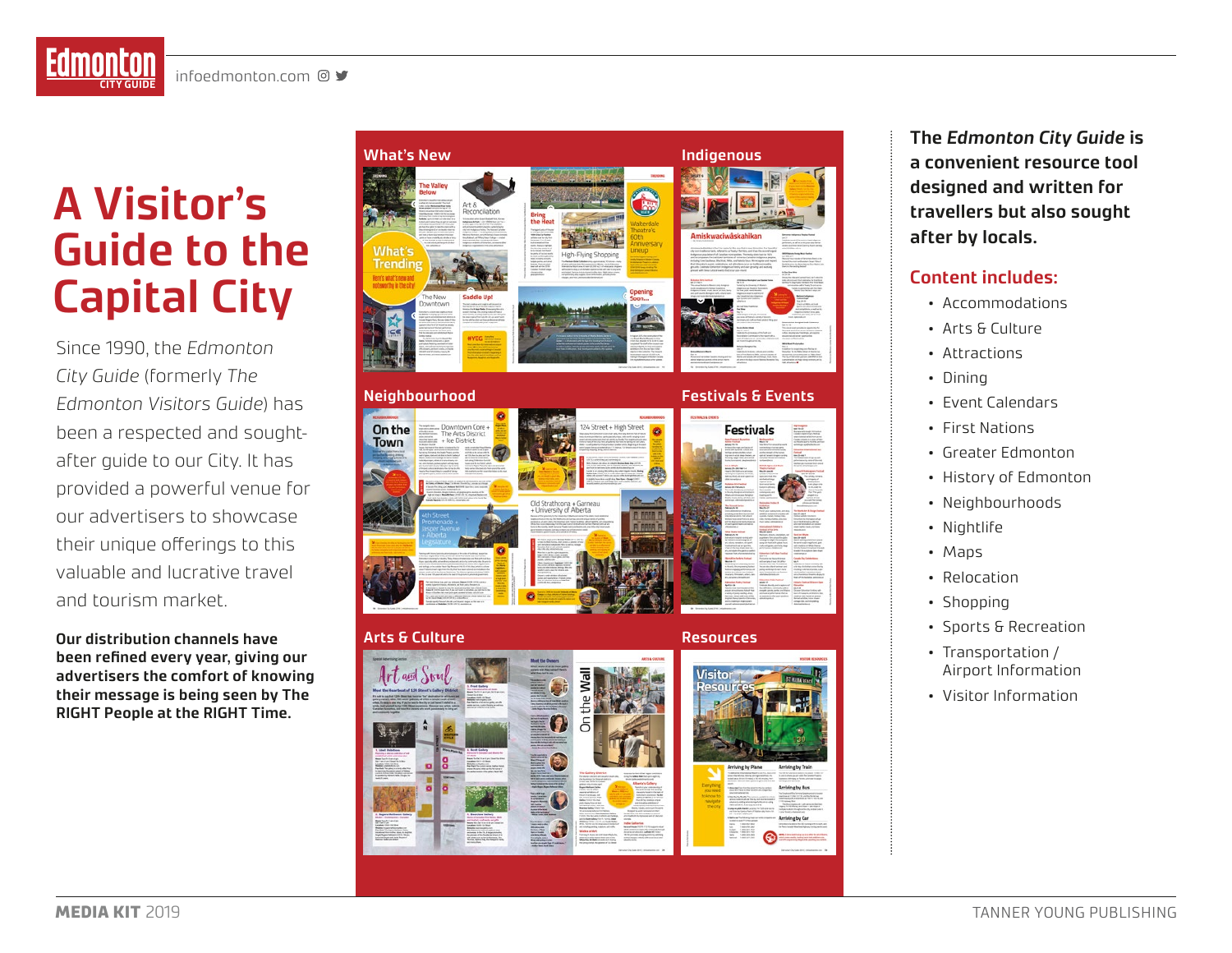Edmonton CITY GUIDE

infoedmonton.com

# A Visitor's Guide to the Capital City

Since 1990, the *Edmonton City Guide* (formerly *The Edmonton Visitors Guide*) has been a respected and sought-after guide to our City. It has provided a powerful venue for our advertisers to showcase their unique offerings to this valuable and lucrative travel and tourism market.

**Our distribution channels have been refined every year, giving our advertisers the comfort of knowing their message is being seen by The RIGHT People at the RIGHT Time.**

What's New

Indigenous

Neighbourhood

Festivals & Events

Arts & Culture

Resources

**The *Edmonton City Guide* is a convenient resource tool designed and written for travellers but also sought after by locals.**

## Content includes:

- Accommodations
- Arts & Culture
- Attractions
- Dining
- Event Calendars
- First Nations
- Greater Edmonton
- History of Edmonton
- Neighbourhoods
- Nightlife
- Maps
- Relocation
- Shopping
- Sports & Recreation
- Transportation / Airport Information
- Visitor Information

**MEDIA KIT** 2019

TANNER YOUNG PUBLISHING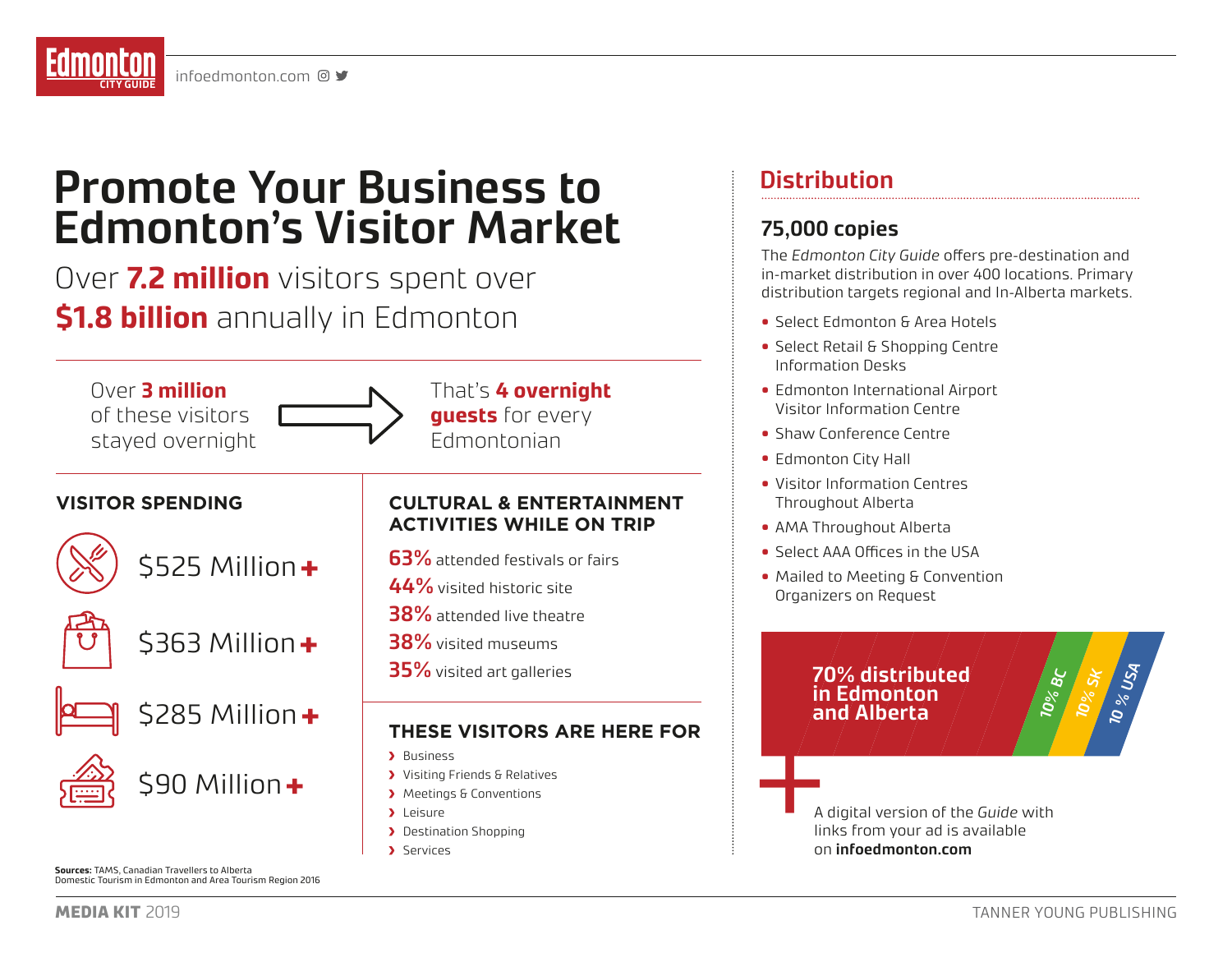# Promote Your Business to Edmonton's Visitor Market

Over **7.2 million** visitors spent over **$1.8 billion** annually in Edmonton

Over **3 million** of these visitors stayed overnight → That's **4 overnight guests** for every Edmontonian

## VISITOR SPENDING

- $525 Million +
- $363 Million +
- $285 Million +
- $90 Million +

## CULTURAL & ENTERTAINMENT ACTIVITIES WHILE ON TRIP

- **63%** attended festivals or fairs
- **44%** visited historic site
- **38%** attended live theatre
- **38%** visited museums
- **35%** visited art galleries

## THESE VISITORS ARE HERE FOR

- Business
- Visiting Friends & Relatives
- Meetings & Conventions
- Leisure
- Destination Shopping
- Services

**Sources:** TAMS, Canadian Travellers to Alberta
Domestic Tourism in Edmonton and Area Tourism Region 2016

## Distribution

### 75,000 copies

The *Edmonton City Guide* offers pre-destination and in-market distribution in over 400 locations. Primary distribution targets regional and In-Alberta markets.

- Select Edmonton & Area Hotels
- Select Retail & Shopping Centre Information Desks
- Edmonton International Airport Visitor Information Centre
- Shaw Conference Centre
- Edmonton City Hall
- Visitor Information Centres Throughout Alberta
- AMA Throughout Alberta
- Select AAA Offices in the USA
- Mailed to Meeting & Convention Organizers on Request

**70% distributed in Edmonton and Alberta**

10% BC | 10% SK | 10 % USA

A digital version of the *Guide* with links from your ad is available on **infoedmonton.com**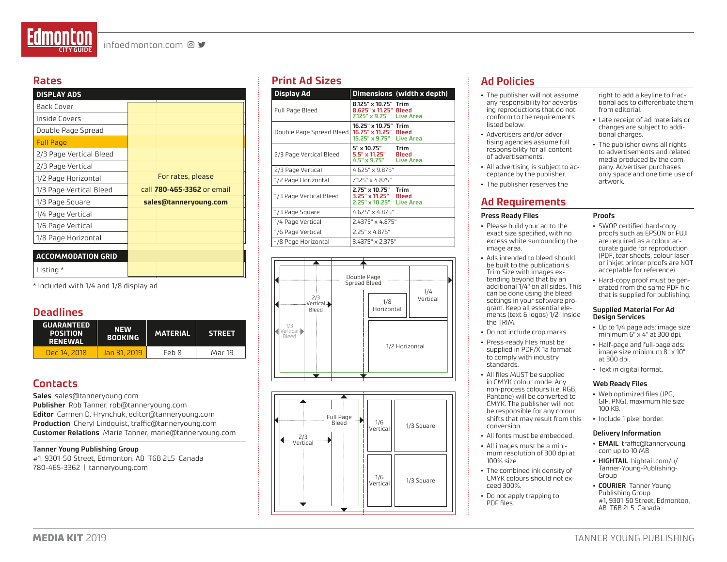Edmonton CITY GUIDE

infoedmonton.com

## Rates

| DISPLAY ADS | |
|---|---|
| Back Cover | For rates, please call **780-465-3362** or email **sales@tanneryoung.com** |
| Inside Covers | |
| Double Page Spread | |
| Full Page | |
| 2/3 Page Vertical Bleed | |
| 2/3 Page Vertical | |
| 1/2 Page Horizontal | |
| 1/3 Page Vertical Bleed | |
| 1/3 Page Square | |
| 1/4 Page Vertical | |
| 1/6 Page Vertical | |
| 1/8 Page Horizontal | |

| ACCOMMODATION GRID | |
|---|---|
| Listing * | |

\* Included with 1/4 and 1/8 display ad

## Deadlines

| GUARANTEED POSITION RENEWAL | NEW BOOKING | MATERIAL | STREET |
|---|---|---|---|
| Dec 14, 2018 | Jan 31, 2019 | Feb 8 | Mar 19 |

## Contacts

**Sales** sales@tanneryoung.com
**Publisher** Rob Tanner, rob@tanneryoung.com
**Editor** Carmen D. Hrynchuk, editor@tanneryoung.com
**Production** Cheryl Lindquist, traffic@tanneryoung.com
**Customer Relations** Marie Tanner, marie@tanneryoung.com

**Tanner Young Publishing Group**
#1, 9301 50 Street, Edmonton, AB T6B 2L5 Canada
780-465-3362 | tanneryoung.com

## Print Ad Sizes

| Display Ad | Dimensions (width x depth) |
|---|---|
| Full Page Bleed | 8.125" x 10.75" Trim<br>8.625" x 11.25" Bleed<br>7.125" x 9.75" Live Area |
| Double Page Spread Bleed | 16.25" x 10.75" Trim<br>16.75" x 11.25" Bleed<br>15.25" x 9.75" Live Area |
| 2/3 Page Vertical Bleed | 5" x 10.75" Trim<br>5.5" x 11.25" Bleed<br>4.5" x 9.75" Live Area |
| 2/3 Page Vertical | 4.625" x 9.875" |
| 1/2 Page Horizontal | 7.125" x 4.875" |
| 1/3 Page Vertical Bleed | 2.75" x 10.75" Trim<br>3.25" x 11.25" Bleed<br>2.25" x 10.25" Live Area |
| 1/3 Page Square | 4.625" x 4.875" |
| 1/4 Page Vertical | 2.4375" x 4.875" |
| 1/6 Page Vertical | 2.25" x 4.875" |
| 1/8 Page Horizontal | 3.4375" x 2.375" |

Double Page Spread Bleed | 2/3 Vertical Bleed | 1/3 Vertical Bleed | 1/8 Horizontal | 1/4 Vertical | 1/2 Horizontal

Full Page Bleed | 2/3 Vertical | 1/6 Vertical | 1/3 Square | 1/6 Vertical | 1/3 Square

## Ad Policies

- The publisher will not assume any responsibility for advertising reproductions that do not conform to the requirements listed below.
- Advertisers and/or advertising agencies assume full responsibility for all content of advertisements.
- All advertising is subject to acceptance by the publisher.
- The publisher reserves the right to add a keyline to fractional ads to differentiate them from editorial.
- Late receipt of ad materials or changes are subject to additional charges.
- The publisher owns all rights to advertisements and related media produced by the company. Advertiser purchases only space and one time use of artwork.

## Ad Requirements

### Press Ready Files

- Please build your ad to the exact size specified, with no excess white surrounding the image area.
- Ads intended to bleed should be built to the publication's Trim Size with images extending beyond that by an additional 1/4" on all sides. This can be done using the bleed settings in your software program. Keep all essential elements (text & logos) 1/2" inside the TRIM.
- Do not include crop marks.
- Press-ready files must be supplied in PDF/X-1a format to comply with industry standards.
- All files MUST be supplied in CMYK colour mode. Any non-process colours (i.e. RGB, Pantone) will be converted to CMYK. The publisher will not be responsible for any colour shifts that may result from this conversion.
- All fonts must be embedded.
- All images must be a minimum resolution of 300 dpi at 100% size.
- The combined ink density of CMYK colours should not exceed 300%.
- Do not apply trapping to PDF files.

### Proofs

- SWOP certified hard-copy proofs such as EPSON or FUJI are required as a colour accurate guide for reproduction (PDF, tear sheets, colour laser or inkjet printer proofs are NOT acceptable for reference).
- Hard-copy proof must be generated from the same PDF file that is supplied for publishing.

### Supplied Material For Ad Design Services

- Up to 1/4 page ads: image size minimum 6" x 4" at 300 dpi.
- Half-page and full-page ads: image size minimum 8" x 10" at 300 dpi.
- Text in digital format.

### Web Ready Files

- Web optimized files (JPG, GIF, PNG), maximum file size 100 KB.
- Include 1 pixel border.

### Delivery Information

- **EMAIL** traffic@tanneryoung.com up to 10 MB
- **HIGHTAIL** hightail.com/u/Tanner-Young-Publishing-Group
- **COURIER** Tanner Young Publishing Group #1, 9301 50 Street, Edmonton, AB T6B 2L5 Canada

**MEDIA KIT** 2019 | TANNER YOUNG PUBLISHING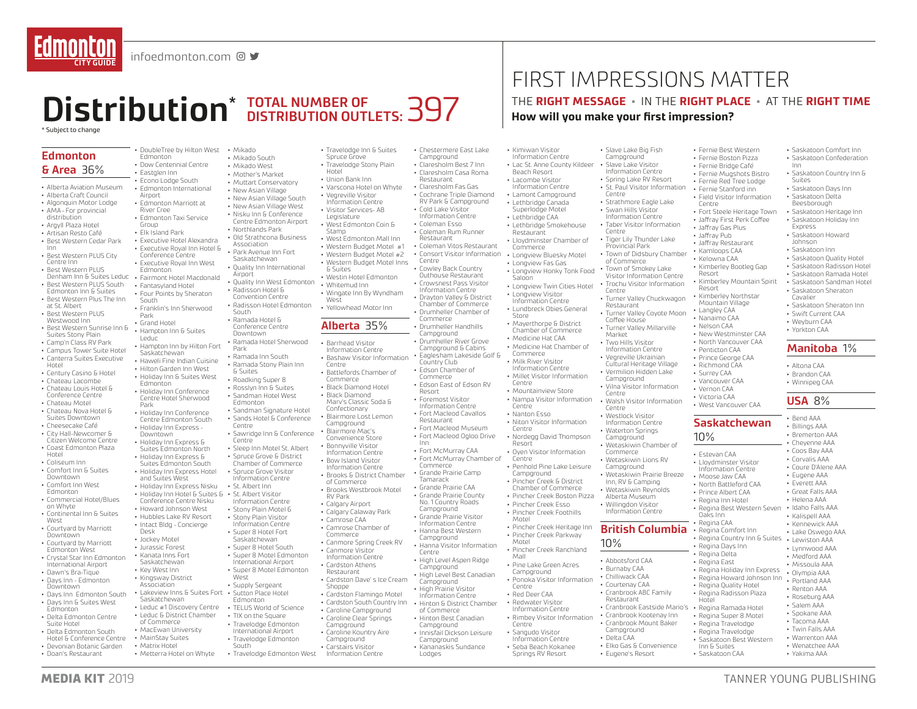Edmonton CITY GUIDE

infoedmonton.com

# Distribution*

**TOTAL NUMBER OF DISTRIBUTION OUTLETS: 397**

* Subject to change

# FIRST IMPRESSIONS MATTER

THE **RIGHT MESSAGE** • IN THE **RIGHT PLACE** • AT THE **RIGHT TIME**

**How will you make your first impression?**

## Edmonton & Area 36%

- Alberta Aviation Museum
- Alberta Craft Council
- Algonquin Motor Lodge
- AMA – For provincial distribution
- Argyll Plaza Hotel
- Artisan Resto Café
- Best Western Cedar Park Inn
- Best Western PLUS City Centre Inn
- Best Western PLUS Denham Inn & Suites Leduc
- Best Western PLUS South Edmonton Inn & Suites
- Best Western Plus The Inn at St. Albert
- Best Western PLUS Westwood Inn
- Best Western Sunrise Inn & Suites Stony Plain
- Camp'n Class RV Park
- Campus Tower Suite Hotel
- Canterra Suites Executive Hotel
- Century Casino & Hotel
- Chateau Lacombe
- Chateau Louis Hotel & Conference Centre
- Chateau Motel
- Chateau Nova Hotel & Suites Downtown
- Cheesecake Café
- City Hall-Newcomer & Citizen Welcome Centre
- Coast Edmonton Plaza Hotel
- Coliseum Inn
- Comfort Inn & Suites Downtown
- Comfort Inn West Edmonton
- Commercial Hotel/Blues on Whyte
- Continental Inn & Suites West
- Courtyard by Marriott Downtown
- Courtyard by Marriott Edmonton West
- Crystal Star Inn Edmonton International Airport
- Dawn's Bra-Tique
- Days Inn - Edmonton Downtown
- Days Inn Edmonton South
- Days Inn & Suites West Edmonton
- Delta Edmonton Centre Suite Hotel
- Delta Edmonton South Hotel & Conference Centre
- Devonian Botanic Garden
- Doan's Restaurant
- DoubleTree by Hilton West Edmonton
- Dow Centennial Centre
- Eastglen Inn
- Econo Lodge South
- Edmonton International Airport
- Edmonton Marriott at River Cree
- Edmonton Taxi Service Group
- Elk Island Park
- Executive Hotel Alexandra
- Executive Royal Inn Hotel & Conference Centre
- Executive Royal Inn West Edmonton
- Fairmont Hotel Macdonald
- Fantasyland Hotel
- Four Points by Sheraton South
- Franklin's Inn Sherwood Park
- Grand Hotel
- Hampton Inn & Suites Leduc
- Hampton Inn by Hilton Fort Saskatchewan
- Haweli Fine Indian Cuisine
- Hilton Garden Inn West
- Holiday Inn & Suites West Edmonton
- Holiday Inn Conference Centre Hotel Sherwood Park
- Holiday Inn Conference Centre Edmonton South
- Holiday Inn Express - Downtown
- Holiday Inn Express & Suites Edmonton North
- Holiday Inn Express & Suites Edmonton South
- Holiday Inn Express Hotel and Suites West
- Holiday Inn Express Nisku
- Holiday Inn Hotel & Suites & Conference Centre Nisku
- Howard Johnson West
- Hubbles Lake RV Resort
- Intact Bldg - Concierge Desk
- Jockey Motel
- Jurassic Forest
- Kanata Inns Fort Saskatchewan
- Key West Inn
- Kingsway District Association
- Lakeview Inns & Suites Fort Saskatchewan
- Leduc #1 Discovery Centre
- Leduc & District Chamber of Commerce
- MacEwan University
- MainStay Suites
- Matrix Hotel
- Metterra Hotel on Whyte
- Mikado
- Mikado South
- Mikado West
- Mother's Market
- Muttart Conservatory
- New Asian Village
- New Asian Village South
- New Asian Village West
- Nisku Inn & Conference Centre Edmonton Airport
- Northlands Park
- Old Strathcona Business Association
- Park Avenue Inn Fort Saskatchewan
- Quality Inn International Airport
- Quality Inn West Edmonton
- Radisson Hotel & Convention Centre
- Radisson Hotel Edmonton South
- Ramada Hotel & Conference Centre Downtown
- Ramada Hotel Sherwood Park
- Ramada Inn South
- Ramada Stony Plain Inn & Suites
- Roadking Super 8
- Rosslyn Inn & Suites
- Sandman Hotel West Edmonton
- Sandman Signature Hotel
- Sands Hotel & Conference Centre
- Sawridge Inn & Conference Centre
- Sleep Inn Motel St. Albert
- Spruce Grove & District Chamber of Commerce
- Spruce Grove Visitor Information Centre
- St. Albert Inn
- St. Albert Visitor Information Centre
- Stony Plain Motel 6
- Stony Plain Visitor Information Centre
- Super 8 Hotel Fort Saskatchewan
- Super 8 Hotel South
- Super 8 Motel Edmonton International Airport
- Super 8 Motel Edmonton West
- Supply Sergeant
- Sutton Place Hotel Edmonton
- TELUS World of Science
- TIX on the Square
- Travelodge Edmonton International Airport
- Travelodge Edmonton South
- Travelodge Edmonton West
- Travelodge Inn & Suites Spruce Grove
- Travelodge Stony Plain Hotel
- Union Bank Inn
- Varscona Hotel on Whyte
- Vegreville Visitor Information Centre
- Visitor Services- AB Legislature
- West Edmonton Coin & Stamp
- West Edmonton Mall Inn
- Western Budget Motel #1
- Western Budget Motel #2
- Western Budget Motel Inns & Suites
- Westin Hotel Edmonton
- Whitemud Inn
- Wingate Inn By Wyndham West
- Yellowhead Motor Inn

## Alberta 35%

- Barrhead Visitor Information Centre
- Bashaw Visitor Information Centre
- Battlefords Chamber of Commerce
- Black Diamond Hotel
- Black Diamond Mary's Classic Soda & Confectionary
- Blairmore Lost Lemon Campground
- Blairmore Mac's Convenience Store
- Bonnyville Visitor Information Centre
- Bow Island Visitor Information Centre
- Brooks & District Chamber of Commerce
- Brooks Westbrook Motel RV Park
- Calgary Airport
- Calgary Calaway Park
- Camrose CAA
- Camrose Chamber of Commerce
- Canmore Spring Creek RV
- Canmore Visitor Information Centre
- Cardston Athens Restaurant
- Cardston Dave's Ice Cream Shoppe
- Cardston Flamingo Motel
- Cardston South Country Inn
- Caroline Campground
- Caroline Clear Springs Campground
- Caroline Kountry Aire Campground
- Carstairs Visitor Information Centre
- Chestermere East Lake Campground
- Claresholm Best 7 Inn
- Claresholm Casa Roma Restaurant
- Claresholm Fas Gas
- Cochrane Triple Diamond RV Park & Campground
- Cold Lake Visitor Information Centre
- Coleman Esso
- Coleman Rum Runner Restaurant
- Coleman Vitos Restaurant
- Consort Visitor Information Centre
- Cowley Back Country Outhouse Restaurant
- Crowsnest Pass Visitor Information Centre
- Drayton Valley & District Chamber of Commerce
- Drumheller Chamber of Commerce
- Drumheller Handhills Campground
- Drumheller River Grove Campground & Cabins
- Eaglesham Lakeside Golf & Country Club
- Edson Chamber of Commerce
- Edson East of Edson RV Resort
- Foremost Visitor Information Centre
- Fort Macleod Cavallos Restaurant
- Fort Macleod Museum
- Fort Macleod Ogloo Drive Inn
- Fort McMurray CAA
- Fort McMurray Chamber of Commerce
- Grande Prairie Camp Tamarack
- Grande Prairie CAA
- Grande Prairie County No. 1 Country Roads Campground
- Grande Prairie Visitor Information Centre
- Hanna Best Western Campground
- Hanna Visitor Information Centre
- High Level Aspen Ridge Campground
- High Level Best Canadian Campground
- High Prairie Visitor Information Centre
- Hinton & District Chamber of Commerce
- Hinton Best Canadian Campground
- Innisfail Dickson Leisure Campground
- Kananaskis Sundance Lodges
- Kimiwan Visitor Information Centre
- Lac St. Anne County Kildeer Beach Resort
- Lacombe Visitor Information Centre
- Lamont Campground
- Lethbridge Canada Superlodge Motel
- Lethbridge CAA
- Lethbridge Smokehouse Restaurant
- Lloydminster Chamber of Commerce
- Longview Bluesky Motel
- Longview Fas Gas
- Longview Honky Tonk Food Saloon
- Longview Twin Cities Hotel
- Longview Visitor Information Centre
- Lundbreck Obies General Store
- Mayerthorpe & District Chamber of Commerce
- Medicine Hat CAA
- Medicine Hat Chamber of Commerce
- Milk River Visitor Information Centre
- Millet Visitor Information Centre
- Mountainview Store
- Nampa Visitor Information Centre
- Nanton Esso
- Niton Visitor Information Centre
- Nordegg David Thompson Resort
- Oyen Visitor Information Centre
- Penhold Pine Lake Leisure Campground
- Pincher Creek & District Chamber of Commerce
- Pincher Creek Boston Pizza
- Pincher Creek Esso
- Pincher Creek Foothills Motel
- Pincher Creek Heritage Inn
- Pincher Creek Parkway Motel
- Pincher Creek Ranchland Mall
- Pine Lake Green Acres Campground
- Ponoka Visitor Information Centre
- Red Deer CAA
- Redwater Visitor Information Centre
- Rimbey Visitor Information Centre
- Sangudo Visitor Information Centre
- Seba Beach Kokanee Springs RV Resort
- Slave Lake Big Fish Campground
- Slave Lake Visitor Information Centre
- Spring Lake RV Resort
- St. Paul Visitor Information Centre
- Strathmore Eagle Lake
- Swan Hills Visitor Information Centre
- Taber Visitor Information Centre
- Tiger Lily Thunder Lake Provincial Park
- Town of Didsbury Chamber of Commerce
- Town of Smokey Lake Visitor Information Centre
- Trochu Visitor Information Centre
- Turner Valley Chuckwagon Restaurant
- Turner Valley Coyote Moon Coffee House
- Turner Valley Millarville Market
- Two Hills Visitor Information Centre
- Vegreville Ukrainian Cultural Heritage Village
- Vermilion Hidden Lake Campground
- Vilna Visitor Information Centre
- Walsh Visitor Information Centre
- Westlock Visitor Information Centre
- Waterton Springs Campground
- Wetaskiwin Chamber of Commerce
- Wetaskiwin Lions RV Campground
- Wetaskiwin Prairie Breeze Inn, RV & Camping
- Wetaskiwin Reynolds Alberta Museum
- Willingdon Visitor Information Centre

## British Columbia 10%

- Abbotsford CAA
- Burnaby CAA
- Chilliwack CAA
- Courtenay CAA
- Cranbrook ABC Family Restaurant
- Cranbrook Eastside Mario's
- Cranbrook Kootenay Inn
- Cranbrook Mount Baker Campground
- Delta CAA
- Elko Gas & Convenience
- Eugene's Resort
- Fernie Best Western
- Fernie Boston Pizza
- Fernie Bridge Café
- Fernie Mugshots Bistro
- Fernie Red Tree Lodge
- Fernie Stanford inn
- Field Visitor Information Centre
- Fort Steele Heritage Town
- Jaffray First Perk Coffee
- Jaffray Gas Plus
- Jaffray Pub
- Jaffray Restaurant
- Kamloops CAA
- Kelowna CAA
- Kimberley Bootleg Gap Resort
- Kimberley Mountain Spirit Resort
- Kimberley Northstar Mountain Village
- Langley CAA
- Nanaimo CAA
- Nelson CAA
- New Westminster CAA
- North Vancouver CAA
- Penticton CAA
- Prince George CAA
- Richmond CAA
- Surrey CAA
- Vancouver CAA
- Vernon CAA
- Victoria CAA
- West Vancouver CAA

## Saskatchewan 10%

- Estevan CAA
- Lloydminster Visitor Information Centre
- Moose Jaw CAA
- North Battleford CAA
- Prince Albert CAA
- Regina Inn Hotel
- Regina Best Western Seven Oaks Inn
- Regina CAA
- Regina Comfort Inn
- Regina Country Inn & Suites
- Regina Days Inn
- Regina Delta
- Regina East
- Regina Holiday Inn Express
- Regina Howard Johnson Inn
- Regina Quality Hotel
- Regina Radisson Plaza Hotel
- Regina Ramada Hotel
- Regina Super 8 Motel
- Regina Travelodge
- Regina Travelodge
- Saskatoon Best Western Inn & Suites
- Saskatoon CAA
- Saskatoon Comfort Inn
- Saskatoon Confederation Inn
- Saskatoon Country Inn & Suites
- Saskatoon Days Inn
- Saskatoon Delta Beesborough
- Saskatoon Heritage Inn
- Saskatoon Holiday Inn Express
- Saskatoon Howard Johnson
- Saskatoon Inn
- Saskatoon Quality Hotel
- Saskatoon Radisson Hotel
- Saskatoon Ramada Hotel
- Saskatoon Sandman Hotel
- Saskatoon Sheraton Cavalier
- Saskatoon Sheraton Inn
- Swift Current CAA
- Weyburn CAA
- Yorkton CAA

## Manitoba 1%

- Altona CAA
- Brandon CAA
- Winnipeg CAA

## USA 8%

- Bend AAA
- Billings AAA
- Bremerton AAA
- Cheyenne AAA
- Coos Bay AAA
- Corvalis AAA
- Coure D'Alene AAA
- Eugene AAA
- Everett AAA
- Great Falls AAA
- Helena AAA
- Idaho Falls AAA
- Kalispell AAA
- Kennewick AAA
- Lake Oswego AAA
- Lewiston AAA
- Lynnwood AAA
- Medford AAA
- Missoula AAA
- Olympia AAA
- Portland AAA
- Renton AAA
- Roseburg AAA
- Salem AAA
- Spokane AAA
- Tacoma AAA
- Twin Falls AAA
- Warrenton AAA
- Wenatchee AAA
- Yakima AAA

**MEDIA KIT** 2019

TANNER YOUNG PUBLISHING